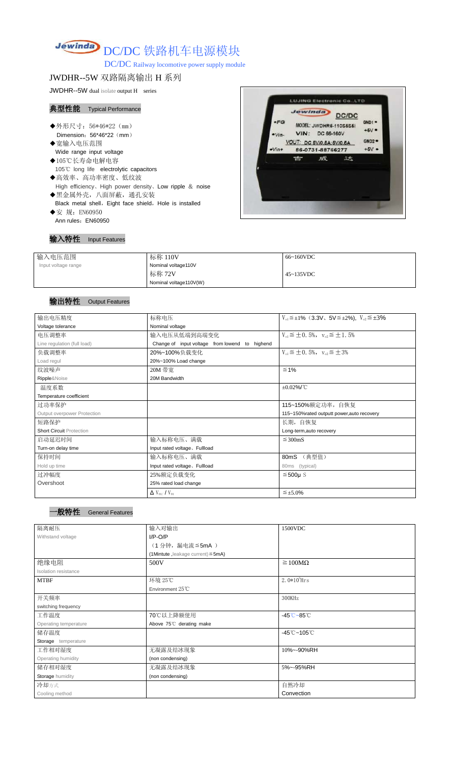# Jewinda DC/DC 铁路机车电源模块

DC/DC Railway locomotive power supply module

## JWDHR--5W 双路隔离输出 H 系列

JWDHR--5W dual isolate output H series

### 典型性能 Typical Performance

- ◆外形尺寸：56*46*22（mm）
  Dimension：56*46*22（mm）
- ◆宽输入电压范围
  Wide range input voltage
- ◆105℃长寿命电解电容
  105℃ long life electrolytic capacitors
- ◆高效率、高功率密度、低纹波
  High efficiency、High power density、Low ripple & noise
- ◆黑金属外壳，八面屏蔽，通孔安装
  Black metal shell，Eight face shield，Hole is installed
- ◆安 规：EN60950
  Ann rules：EN60950

### 输入特性 Input Features

| 输入电压范围<br>Input voltage range | 标称 110V<br>Nominal voltage110V | 66~160VDC |
|---|---|---|
| | 标称 72V<br>Nominal voltage110V(W) | 45~135VDC |

### 输出特性 Output Features

| 输出电压精度<br>Voltage tolerance | 标称电压<br>Nominal voltage | $V_{o1}$≦±1% (3.3V、5V≦±2%), $V_{o2}$≦±3% |
|---|---|---|
| 电压调整率<br>Line regulation (full load) | 输入电压从低端到高端变化<br>Change of input voltage from lowend to highend | $V_{o1}$≦±0.5%, $V_{o2}$≦±1.5% |
| 负载调整率<br>Load regul | 20%~100%负载变化<br>20%~100% Load change | $V_{o1}$≦±0.5%, $V_{o2}$≦±3% |
| 纹波噪声<br>Ripple&Noise | 20M 带宽<br>20M Bandwidth | ≦1% |
| 温度系数<br>Temperature coefficient | | ±0.02%/℃ |
| 过功率保护<br>Output overpower Protection | | 115~150%额定功率，自恢复<br>115~150%rated outputt power,auto recovery |
| 短路保护<br>Short Circuit Protection | | 长期，自恢复<br>Long-term,auto recovery |
| 启动延迟时间<br>Turn-on delay time | 输入标称电压、满载<br>Input rated voltage、Fullload | ≦300mS |
| 保持时间<br>Hold up time | 输入标称电压、满载<br>Input rated voltage、Fullload | 80mS （典型值）<br>80ms (typical) |
| 过冲幅度<br>Overshoot | 25%额定负载变化<br>25% rated load change | ≦500μS |
| | $\Delta V_{01}/V_{01}$ | ≦±5.0% |

### 一般特性 General Features

| 隔离耐压<br>Withstand voltage | 输入对输出<br>I/P-O/P<br>（1 分钟，漏电流≦5mA ）<br>(1Mintute ,leakage current)≦5mA) | 1500VDC |
|---|---|---|
| 绝缘电阻<br>Isolation resistance | 500V | ≧100MΩ |
| MTBF | 环境 25℃<br>Environment 25℃ | $2.0*10^5$Hrs |
| 开关频率<br>switching frequency | | 300KHz |
| 工作温度<br>Operating temperature | 70℃以上降额使用<br>Above 75℃ derating make | -45℃~85℃ |
| 储存温度<br>Storage temperature | | -45℃~105℃ |
| 工作相对湿度<br>Operating humidity | 无凝露及结冰现象<br>(non condensing) | 10%~-90%RH |
| 储存相对湿度<br>Storage humidity | 无凝露及结冰现象<br>(non condensing) | 5%~-95%RH |
| 冷却方式<br>Cooling method | | 自然冷却<br>Convection |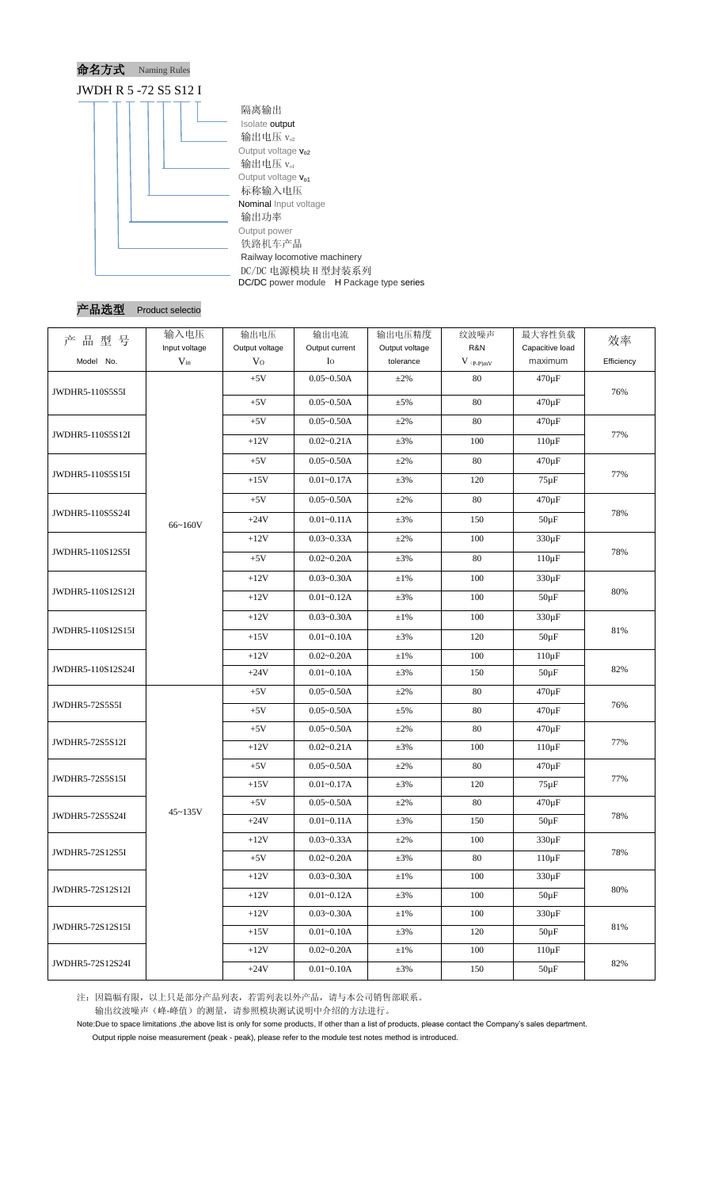## 命名方式 Naming Rules

JWDH R 5 -72 S5 S12 I

- 隔离输出 Isolate output
- 输出电压 $V_{o2}$ Output voltage $V_{o2}$
- 输出电压 $V_{o1}$ Output voltage $V_{o1}$
- 标称输入电压 Nominal Input voltage
- 输出功率 Output power
- 铁路机车产品 Railway locomotive machinery
- DC/DC 电源模块 H 型封装系列 DC/DC power module H Package type series

## 产品选型 Product selectio

| 产 品 型 号 Model No. | 输入电压 Input voltage $V_{in}$ | 输出电压 Output voltage $V_O$ | 输出电流 Output current $I_O$ | 输出电压精度 Output voltage tolerance | 纹波噪声 R&N $V_{(P-P)mV}$ | 最大容性负载 Capacitive load maximum | 效率 Efficiency |
|---|---|---|---|---|---|---|---|
| JWDHR5-110S5S5I | 66~160V | +5V | 0.05~0.50A | ±2% | 80 | 470μF | 76% |
| | | +5V | 0.05~0.50A | ±5% | 80 | 470μF | |
| JWDHR5-110S5S12I | | +5V | 0.05~0.50A | ±2% | 80 | 470μF | 77% |
| | | +12V | 0.02~0.21A | ±3% | 100 | 110μF | |
| JWDHR5-110S5S15I | | +5V | 0.05~0.50A | ±2% | 80 | 470μF | 77% |
| | | +15V | 0.01~0.17A | ±3% | 120 | 75μF | |
| JWDHR5-110S5S24I | | +5V | 0.05~0.50A | ±2% | 80 | 470μF | 78% |
| | | +24V | 0.01~0.11A | ±3% | 150 | 50μF | |
| JWDHR5-110S12S5I | | +12V | 0.03~0.33A | ±2% | 100 | 330μF | 78% |
| | | +5V | 0.02~0.20A | ±3% | 80 | 110μF | |
| JWDHR5-110S12S12I | | +12V | 0.03~0.30A | ±1% | 100 | 330μF | 80% |
| | | +12V | 0.01~0.12A | ±3% | 100 | 50μF | |
| JWDHR5-110S12S15I | | +12V | 0.03~0.30A | ±1% | 100 | 330μF | 81% |
| | | +15V | 0.01~0.10A | ±3% | 120 | 50μF | |
| JWDHR5-110S12S24I | | +12V | 0.02~0.20A | ±1% | 100 | 110μF | 82% |
| | | +24V | 0.01~0.10A | ±3% | 150 | 50μF | |
| JWDHR5-72S5S5I | 45~135V | +5V | 0.05~0.50A | ±2% | 80 | 470μF | 76% |
| | | +5V | 0.05~0.50A | ±5% | 80 | 470μF | |
| JWDHR5-72S5S12I | | +5V | 0.05~0.50A | ±2% | 80 | 470μF | 77% |
| | | +12V | 0.02~0.21A | ±3% | 100 | 110μF | |
| JWDHR5-72S5S15I | | +5V | 0.05~0.50A | ±2% | 80 | 470μF | 77% |
| | | +15V | 0.01~0.17A | ±3% | 120 | 75μF | |
| JWDHR5-72S5S24I | | +5V | 0.05~0.50A | ±2% | 80 | 470μF | 78% |
| | | +24V | 0.01~0.11A | ±3% | 150 | 50μF | |
| JWDHR5-72S12S5I | | +12V | 0.03~0.33A | ±2% | 100 | 330μF | 78% |
| | | +5V | 0.02~0.20A | ±3% | 80 | 110μF | |
| JWDHR5-72S12S12I | | +12V | 0.03~0.30A | ±1% | 100 | 330μF | 80% |
| | | +12V | 0.01~0.12A | ±3% | 100 | 50μF | |
| JWDHR5-72S12S15I | | +12V | 0.03~0.30A | ±1% | 100 | 330μF | 81% |
| | | +15V | 0.01~0.10A | ±3% | 120 | 50μF | |
| JWDHR5-72S12S24I | | +12V | 0.02~0.20A | ±1% | 100 | 110μF | 82% |
| | | +24V | 0.01~0.10A | ±3% | 150 | 50μF | |

注：因篇幅有限，以上只是部分产品列表，若需列表以外产品，请与本公司销售部联系。
输出纹波噪声（峰-峰值）的测量，请参照模块测试说明中介绍的方法进行。

Note:Due to space limitations ,the above list is only for some products, If other than a list of products, please contact the Company's sales department.
Output ripple noise measurement (peak - peak), please refer to the module test notes method is introduced.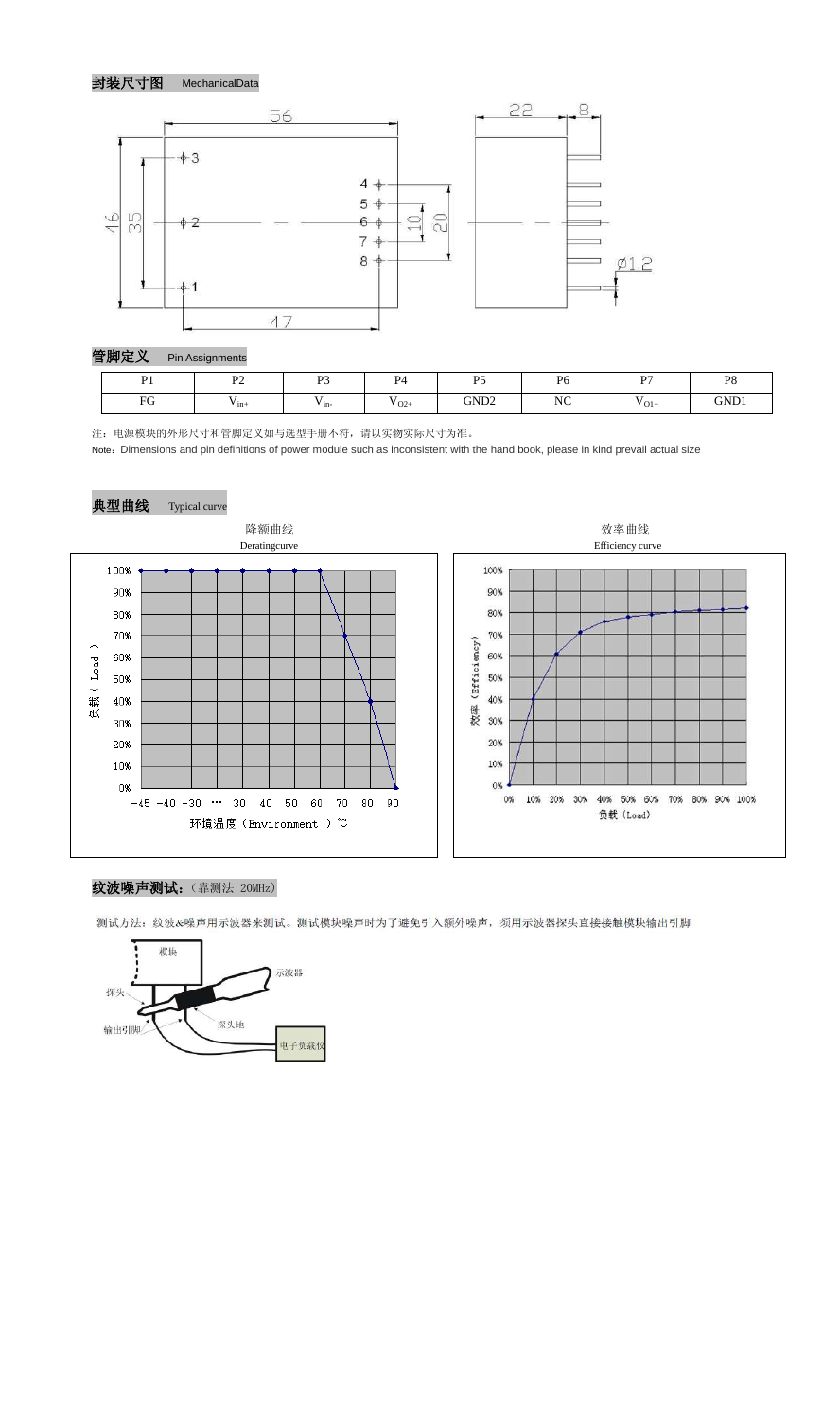## 封装尺寸图 MechanicalData

56

22

8

46

35

3

2

1

4

5

6

7

8

10

20

47

Ø1.2

## 管脚定义 Pin Assignments

| P1 | P2 | P3 | P4 | P5 | P6 | P7 | P8 |
|---|---|---|---|---|---|---|---|
| FG | $V_{in+}$ | $V_{in-}$ | $V_{O2+}$ | GND2 | NC | $V_{O1+}$ | GND1 |

注：电源模块的外形尺寸和管脚定义如与选型手册不符，请以实物实际尺寸为准。

Note：Dimensions and pin definitions of power module such as inconsistent with the hand book, please in kind prevail actual size

## 典型曲线 Typical curve

降额曲线

Deratingcurve

100%
90%
80%
70%
60%
50%
40%
30%
20%
10%
0%

负载（Load）

-45 -40 -30 ··· 30 40 50 60 70 80 90

环境温度（Environment ）℃

效率曲线

Efficiency curve

100%
90%
80%
70%
60%
50%
40%
30%
20%
10%
0%

效率（Efficiency）

0% 10% 20% 30% 40% 50% 60% 70% 80% 90% 100%

负载（Load）

## 纹波噪声测试：（靠测法 20MHz）

测试方法：纹波&噪声用示波器来测试。测试模块噪声时为了避免引入额外噪声，须用示波器探头直接接触模块输出引脚

模块

示波器

探头

探头地

输出引脚

电子负载仪